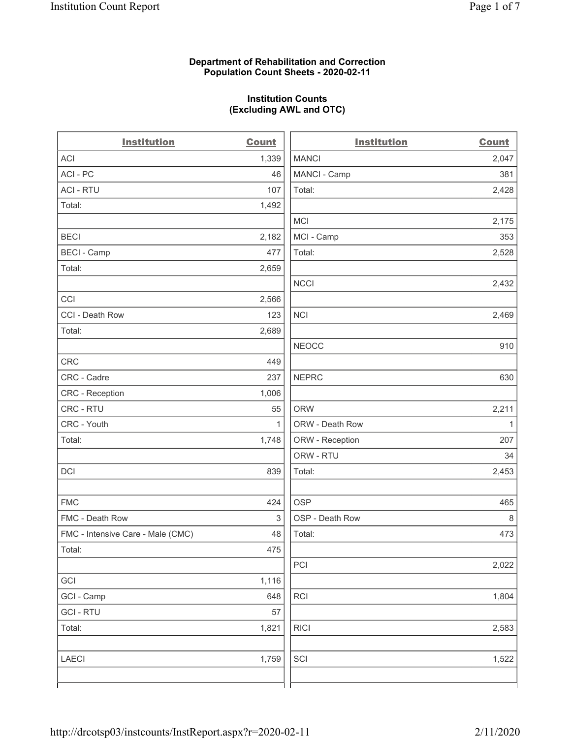**Department of Rehabilitation and Correction**
**Population Count Sheets - 2020-02-11**

**Institution Counts**
**(Excluding AWL and OTC)**

| Institution | Count |
|---|---|
| ACI | 1,339 |
| ACI - PC | 46 |
| ACI - RTU | 107 |
| Total: | 1,492 |
| | |
| BECI | 2,182 |
| BECI - Camp | 477 |
| Total: | 2,659 |
| | |
| CCI | 2,566 |
| CCI - Death Row | 123 |
| Total: | 2,689 |
| | |
| CRC | 449 |
| CRC - Cadre | 237 |
| CRC - Reception | 1,006 |
| CRC - RTU | 55 |
| CRC - Youth | 1 |
| Total: | 1,748 |
| | |
| DCI | 839 |
| | |
| FMC | 424 |
| FMC - Death Row | 3 |
| FMC - Intensive Care - Male (CMC) | 48 |
| Total: | 475 |
| | |
| GCI | 1,116 |
| GCI - Camp | 648 |
| GCI - RTU | 57 |
| Total: | 1,821 |
| | |
| LAECI | 1,759 |

| Institution | Count |
|---|---|
| MANCI | 2,047 |
| MANCI - Camp | 381 |
| Total: | 2,428 |
| | |
| MCI | 2,175 |
| MCI - Camp | 353 |
| Total: | 2,528 |
| | |
| NCCI | 2,432 |
| | |
| NCI | 2,469 |
| | |
| NEOCC | 910 |
| | |
| NEPRC | 630 |
| | |
| ORW | 2,211 |
| ORW - Death Row | 1 |
| ORW - Reception | 207 |
| ORW - RTU | 34 |
| Total: | 2,453 |
| | |
| OSP | 465 |
| OSP - Death Row | 8 |
| Total: | 473 |
| | |
| PCI | 2,022 |
| | |
| RCI | 1,804 |
| | |
| RICI | 2,583 |
| | |
| SCI | 1,522 |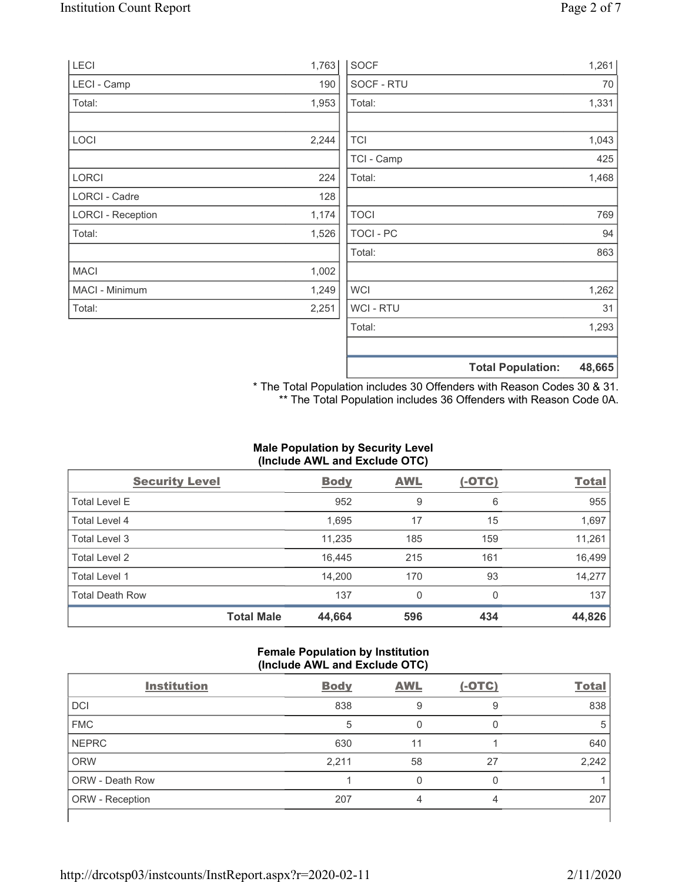| | |
|---|---|
| LECI | 1,763 |
| LECI - Camp | 190 |
| Total: | 1,953 |
| | |
| LOCI | 2,244 |
| | |
| LORCI | 224 |
| LORCI - Cadre | 128 |
| LORCI - Reception | 1,174 |
| Total: | 1,526 |
| | |
| MACI | 1,002 |
| MACI - Minimum | 1,249 |
| Total: | 2,251 |

| | |
|---|---|
| SOCF | 1,261 |
| SOCF - RTU | 70 |
| Total: | 1,331 |
| | |
| TCI | 1,043 |
| TCI - Camp | 425 |
| Total: | 1,468 |
| | |
| TOCI | 769 |
| TOCI - PC | 94 |
| Total: | 863 |
| | |
| WCI | 1,262 |
| WCI - RTU | 31 |
| Total: | 1,293 |
| | |
| **Total Population:** | **48,665** |

* The Total Population includes 30 Offenders with Reason Codes 30 & 31.
** The Total Population includes 36 Offenders with Reason Code 0A.

### Male Population by Security Level (Include AWL and Exclude OTC)

| Security Level | Body | AWL | (-OTC) | Total |
|---|---|---|---|---|
| Total Level E | 952 | 9 | 6 | 955 |
| Total Level 4 | 1,695 | 17 | 15 | 1,697 |
| Total Level 3 | 11,235 | 185 | 159 | 11,261 |
| Total Level 2 | 16,445 | 215 | 161 | 16,499 |
| Total Level 1 | 14,200 | 170 | 93 | 14,277 |
| Total Death Row | 137 | 0 | 0 | 137 |
| **Total Male** | **44,664** | **596** | **434** | **44,826** |

### Female Population by Institution (Include AWL and Exclude OTC)

| Institution | Body | AWL | (-OTC) | Total |
|---|---|---|---|---|
| DCI | 838 | 9 | 9 | 838 |
| FMC | 5 | 0 | 0 | 5 |
| NEPRC | 630 | 11 | 1 | 640 |
| ORW | 2,211 | 58 | 27 | 2,242 |
| ORW - Death Row | 1 | 0 | 0 | 1 |
| ORW - Reception | 207 | 4 | 4 | 207 |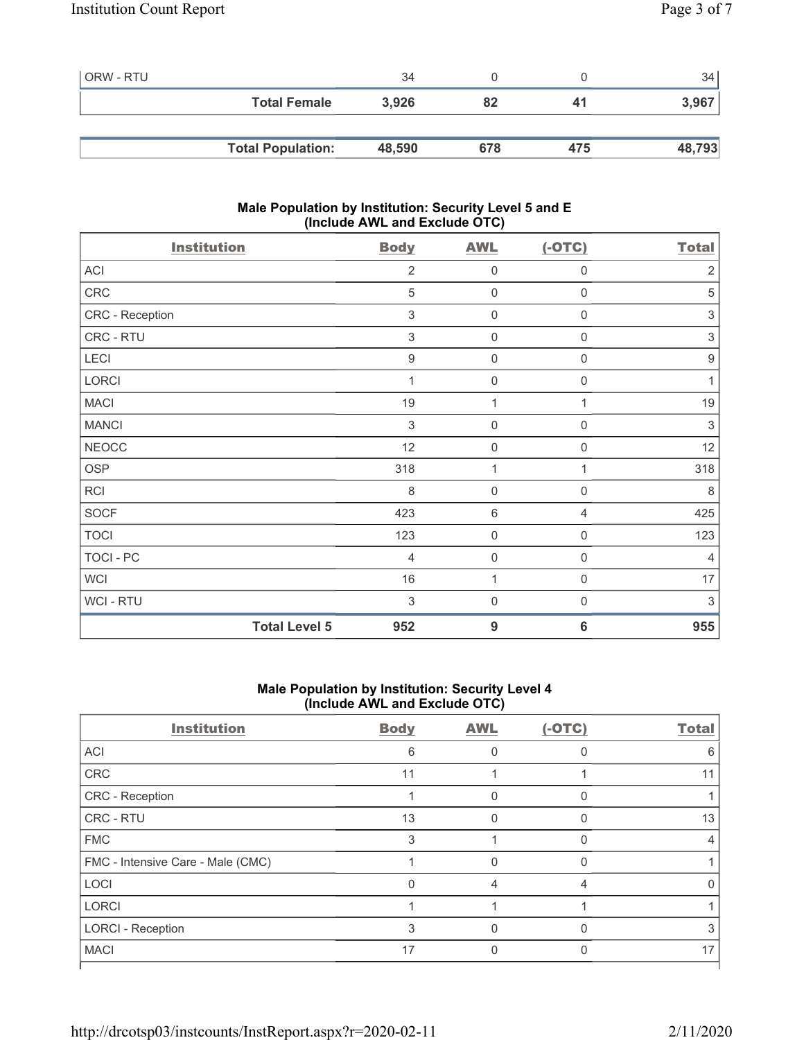| ORW - RTU | 34 | 0 | 0 | 34 |
|---|---|---|---|---|
| **Total Female** | **3,926** | **82** | **41** | **3,967** |
| **Total Population:** | **48,590** | **678** | **475** | **48,793** |

### Male Population by Institution: Security Level 5 and E (Include AWL and Exclude OTC)

| Institution | Body | AWL | (-OTC) | Total |
|---|---|---|---|---|
| ACI | 2 | 0 | 0 | 2 |
| CRC | 5 | 0 | 0 | 5 |
| CRC - Reception | 3 | 0 | 0 | 3 |
| CRC - RTU | 3 | 0 | 0 | 3 |
| LECI | 9 | 0 | 0 | 9 |
| LORCI | 1 | 0 | 0 | 1 |
| MACI | 19 | 1 | 1 | 19 |
| MANCI | 3 | 0 | 0 | 3 |
| NEOCC | 12 | 0 | 0 | 12 |
| OSP | 318 | 1 | 1 | 318 |
| RCI | 8 | 0 | 0 | 8 |
| SOCF | 423 | 6 | 4 | 425 |
| TOCI | 123 | 0 | 0 | 123 |
| TOCI - PC | 4 | 0 | 0 | 4 |
| WCI | 16 | 1 | 0 | 17 |
| WCI - RTU | 3 | 0 | 0 | 3 |
| **Total Level 5** | **952** | **9** | **6** | **955** |

### Male Population by Institution: Security Level 4 (Include AWL and Exclude OTC)

| Institution | Body | AWL | (-OTC) | Total |
|---|---|---|---|---|
| ACI | 6 | 0 | 0 | 6 |
| CRC | 11 | 1 | 1 | 11 |
| CRC - Reception | 1 | 0 | 0 | 1 |
| CRC - RTU | 13 | 0 | 0 | 13 |
| FMC | 3 | 1 | 0 | 4 |
| FMC - Intensive Care - Male (CMC) | 1 | 0 | 0 | 1 |
| LOCI | 0 | 4 | 4 | 0 |
| LORCI | 1 | 1 | 1 | 1 |
| LORCI - Reception | 3 | 0 | 0 | 3 |
| MACI | 17 | 0 | 0 | 17 |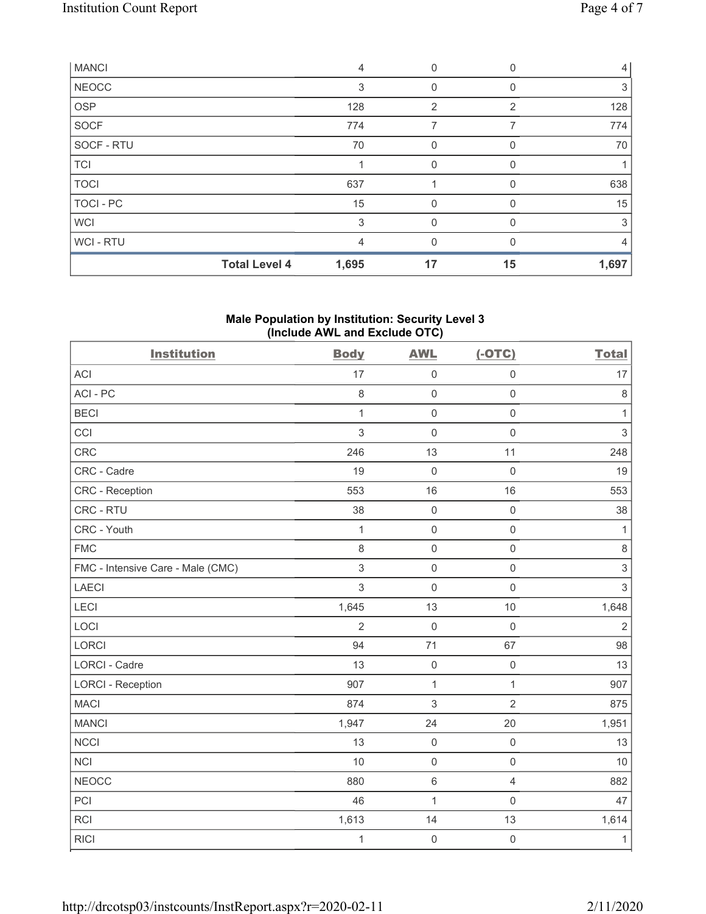| MANCI | | 4 | 0 | 0 | 4 |
|---|---|---|---|---|---|
| NEOCC | | 3 | 0 | 0 | 3 |
| OSP | | 128 | 2 | 2 | 128 |
| SOCF | | 774 | 7 | 7 | 774 |
| SOCF - RTU | | 70 | 0 | 0 | 70 |
| TCI | | 1 | 0 | 0 | 1 |
| TOCI | | 637 | 1 | 0 | 638 |
| TOCI - PC | | 15 | 0 | 0 | 15 |
| WCI | | 3 | 0 | 0 | 3 |
| WCI - RTU | | 4 | 0 | 0 | 4 |
| | **Total Level 4** | **1,695** | **17** | **15** | **1,697** |

**Male Population by Institution: Security Level 3**
**(Include AWL and Exclude OTC)**

| Institution | Body | AWL | (-OTC) | Total |
|---|---|---|---|---|
| ACI | 17 | 0 | 0 | 17 |
| ACI - PC | 8 | 0 | 0 | 8 |
| BECI | 1 | 0 | 0 | 1 |
| CCI | 3 | 0 | 0 | 3 |
| CRC | 246 | 13 | 11 | 248 |
| CRC - Cadre | 19 | 0 | 0 | 19 |
| CRC - Reception | 553 | 16 | 16 | 553 |
| CRC - RTU | 38 | 0 | 0 | 38 |
| CRC - Youth | 1 | 0 | 0 | 1 |
| FMC | 8 | 0 | 0 | 8 |
| FMC - Intensive Care - Male (CMC) | 3 | 0 | 0 | 3 |
| LAECI | 3 | 0 | 0 | 3 |
| LECI | 1,645 | 13 | 10 | 1,648 |
| LOCI | 2 | 0 | 0 | 2 |
| LORCI | 94 | 71 | 67 | 98 |
| LORCI - Cadre | 13 | 0 | 0 | 13 |
| LORCI - Reception | 907 | 1 | 1 | 907 |
| MACI | 874 | 3 | 2 | 875 |
| MANCI | 1,947 | 24 | 20 | 1,951 |
| NCCI | 13 | 0 | 0 | 13 |
| NCI | 10 | 0 | 0 | 10 |
| NEOCC | 880 | 6 | 4 | 882 |
| PCI | 46 | 1 | 0 | 47 |
| RCI | 1,613 | 14 | 13 | 1,614 |
| RICI | 1 | 0 | 0 | 1 |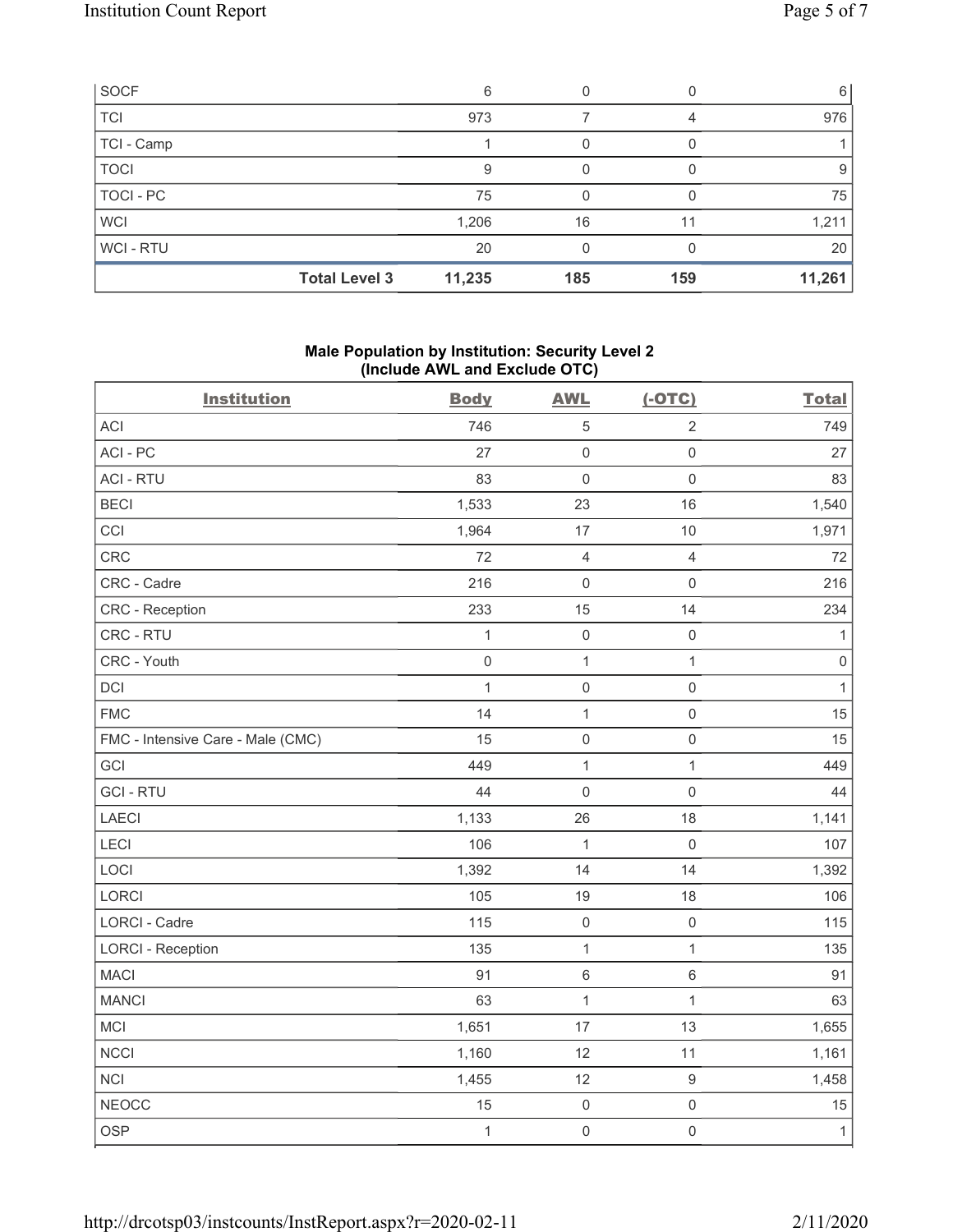| SOCF | 6 | 0 | 0 | 6 |
|---|---|---|---|---|
| TCI | 973 | 7 | 4 | 976 |
| TCI - Camp | 1 | 0 | 0 | 1 |
| TOCI | 9 | 0 | 0 | 9 |
| TOCI - PC | 75 | 0 | 0 | 75 |
| WCI | 1,206 | 16 | 11 | 1,211 |
| WCI - RTU | 20 | 0 | 0 | 20 |
| **Total Level 3** | **11,235** | **185** | **159** | **11,261** |

**Male Population by Institution: Security Level 2 (Include AWL and Exclude OTC)**

| Institution | Body | AWL | (-OTC) | Total |
|---|---|---|---|---|
| ACI | 746 | 5 | 2 | 749 |
| ACI - PC | 27 | 0 | 0 | 27 |
| ACI - RTU | 83 | 0 | 0 | 83 |
| BECI | 1,533 | 23 | 16 | 1,540 |
| CCI | 1,964 | 17 | 10 | 1,971 |
| CRC | 72 | 4 | 4 | 72 |
| CRC - Cadre | 216 | 0 | 0 | 216 |
| CRC - Reception | 233 | 15 | 14 | 234 |
| CRC - RTU | 1 | 0 | 0 | 1 |
| CRC - Youth | 0 | 1 | 1 | 0 |
| DCI | 1 | 0 | 0 | 1 |
| FMC | 14 | 1 | 0 | 15 |
| FMC - Intensive Care - Male (CMC) | 15 | 0 | 0 | 15 |
| GCI | 449 | 1 | 1 | 449 |
| GCI - RTU | 44 | 0 | 0 | 44 |
| LAECI | 1,133 | 26 | 18 | 1,141 |
| LECI | 106 | 1 | 0 | 107 |
| LOCI | 1,392 | 14 | 14 | 1,392 |
| LORCI | 105 | 19 | 18 | 106 |
| LORCI - Cadre | 115 | 0 | 0 | 115 |
| LORCI - Reception | 135 | 1 | 1 | 135 |
| MACI | 91 | 6 | 6 | 91 |
| MANCI | 63 | 1 | 1 | 63 |
| MCI | 1,651 | 17 | 13 | 1,655 |
| NCCI | 1,160 | 12 | 11 | 1,161 |
| NCI | 1,455 | 12 | 9 | 1,458 |
| NEOCC | 15 | 0 | 0 | 15 |
| OSP | 1 | 0 | 0 | 1 |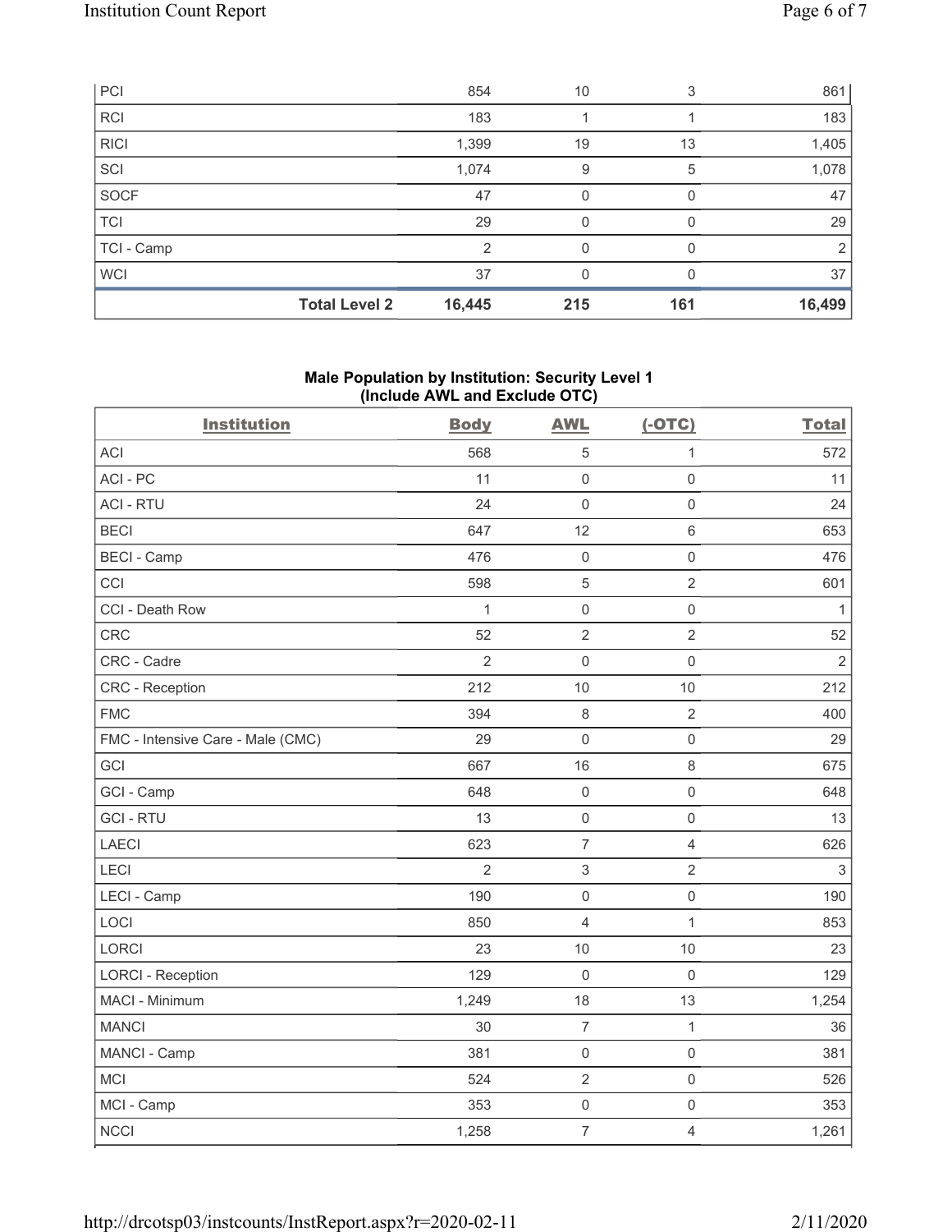| PCI | 854 | 10 | 3 | 861 |
|---|---|---|---|---|
| RCI | 183 | 1 | 1 | 183 |
| RICI | 1,399 | 19 | 13 | 1,405 |
| SCI | 1,074 | 9 | 5 | 1,078 |
| SOCF | 47 | 0 | 0 | 47 |
| TCI | 29 | 0 | 0 | 29 |
| TCI - Camp | 2 | 0 | 0 | 2 |
| WCI | 37 | 0 | 0 | 37 |
| **Total Level 2** | **16,445** | **215** | **161** | **16,499** |

### Male Population by Institution: Security Level 1 (Include AWL and Exclude OTC)

| Institution | Body | AWL | (-OTC) | Total |
|---|---|---|---|---|
| ACI | 568 | 5 | 1 | 572 |
| ACI - PC | 11 | 0 | 0 | 11 |
| ACI - RTU | 24 | 0 | 0 | 24 |
| BECI | 647 | 12 | 6 | 653 |
| BECI - Camp | 476 | 0 | 0 | 476 |
| CCI | 598 | 5 | 2 | 601 |
| CCI - Death Row | 1 | 0 | 0 | 1 |
| CRC | 52 | 2 | 2 | 52 |
| CRC - Cadre | 2 | 0 | 0 | 2 |
| CRC - Reception | 212 | 10 | 10 | 212 |
| FMC | 394 | 8 | 2 | 400 |
| FMC - Intensive Care - Male (CMC) | 29 | 0 | 0 | 29 |
| GCI | 667 | 16 | 8 | 675 |
| GCI - Camp | 648 | 0 | 0 | 648 |
| GCI - RTU | 13 | 0 | 0 | 13 |
| LAECI | 623 | 7 | 4 | 626 |
| LECI | 2 | 3 | 2 | 3 |
| LECI - Camp | 190 | 0 | 0 | 190 |
| LOCI | 850 | 4 | 1 | 853 |
| LORCI | 23 | 10 | 10 | 23 |
| LORCI - Reception | 129 | 0 | 0 | 129 |
| MACI - Minimum | 1,249 | 18 | 13 | 1,254 |
| MANCI | 30 | 7 | 1 | 36 |
| MANCI - Camp | 381 | 0 | 0 | 381 |
| MCI | 524 | 2 | 0 | 526 |
| MCI - Camp | 353 | 0 | 0 | 353 |
| NCCI | 1,258 | 7 | 4 | 1,261 |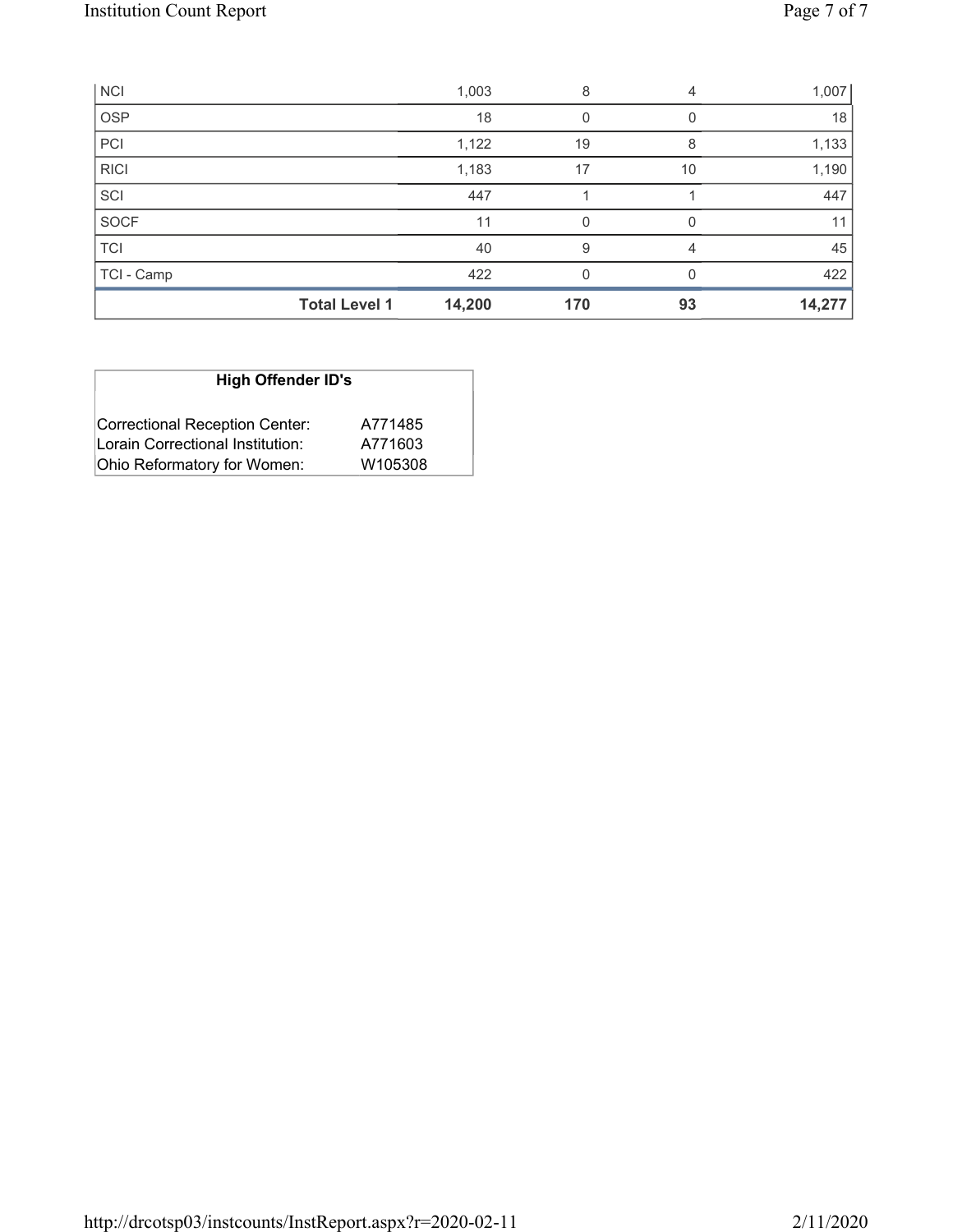| | | | | |
|---|---|---|---|---|
| NCI | 1,003 | 8 | 4 | 1,007 |
| OSP | 18 | 0 | 0 | 18 |
| PCI | 1,122 | 19 | 8 | 1,133 |
| RICI | 1,183 | 17 | 10 | 1,190 |
| SCI | 447 | 1 | 1 | 447 |
| SOCF | 11 | 0 | 0 | 11 |
| TCI | 40 | 9 | 4 | 45 |
| TCI - Camp | 422 | 0 | 0 | 422 |
| **Total Level 1** | **14,200** | **170** | **93** | **14,277** |

| **High Offender ID's** | |
|---|---|
| Correctional Reception Center: | A771485 |
| Lorain Correctional Institution: | A771603 |
| Ohio Reformatory for Women: | W105308 |